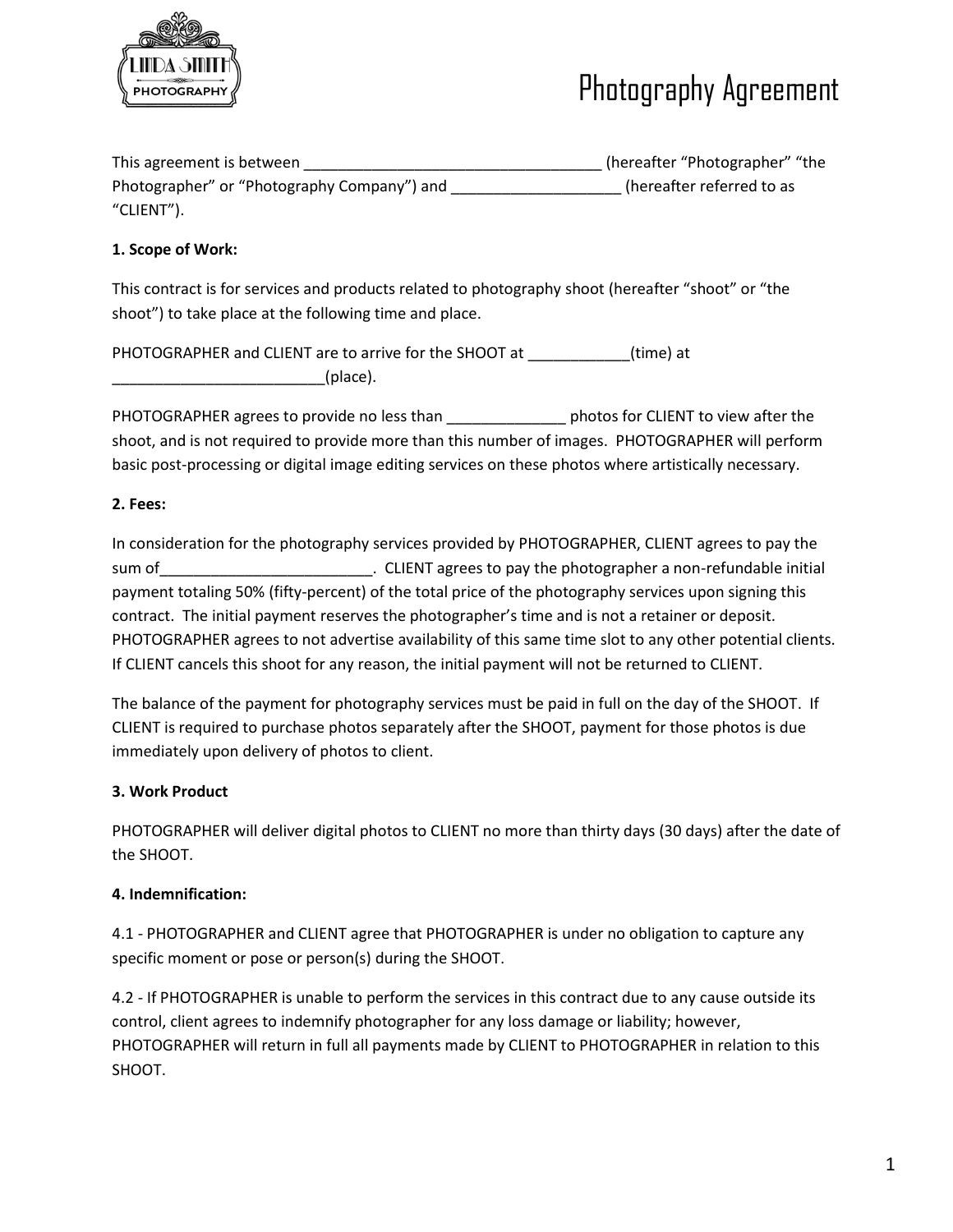# Photography Agreement

This agreement is between ___________________________________ (hereafter "Photographer" "the Photographer" or "Photography Company") and ____________________ (hereafter referred to as "CLIENT").

**1. Scope of Work:**

This contract is for services and products related to photography shoot (hereafter "shoot" or "the shoot") to take place at the following time and place.

PHOTOGRAPHER and CLIENT are to arrive for the SHOOT at ____________(time) at _________________________(place).

PHOTOGRAPHER agrees to provide no less than ______________ photos for CLIENT to view after the shoot, and is not required to provide more than this number of images. PHOTOGRAPHER will perform basic post-processing or digital image editing services on these photos where artistically necessary.

**2. Fees:**

In consideration for the photography services provided by PHOTOGRAPHER, CLIENT agrees to pay the sum of_________________________. CLIENT agrees to pay the photographer a non-refundable initial payment totaling 50% (fifty-percent) of the total price of the photography services upon signing this contract. The initial payment reserves the photographer's time and is not a retainer or deposit. PHOTOGRAPHER agrees to not advertise availability of this same time slot to any other potential clients. If CLIENT cancels this shoot for any reason, the initial payment will not be returned to CLIENT.

The balance of the payment for photography services must be paid in full on the day of the SHOOT. If CLIENT is required to purchase photos separately after the SHOOT, payment for those photos is due immediately upon delivery of photos to client.

**3. Work Product**

PHOTOGRAPHER will deliver digital photos to CLIENT no more than thirty days (30 days) after the date of the SHOOT.

**4. Indemnification:**

4.1 - PHOTOGRAPHER and CLIENT agree that PHOTOGRAPHER is under no obligation to capture any specific moment or pose or person(s) during the SHOOT.

4.2 - If PHOTOGRAPHER is unable to perform the services in this contract due to any cause outside its control, client agrees to indemnify photographer for any loss damage or liability; however, PHOTOGRAPHER will return in full all payments made by CLIENT to PHOTOGRAPHER in relation to this SHOOT.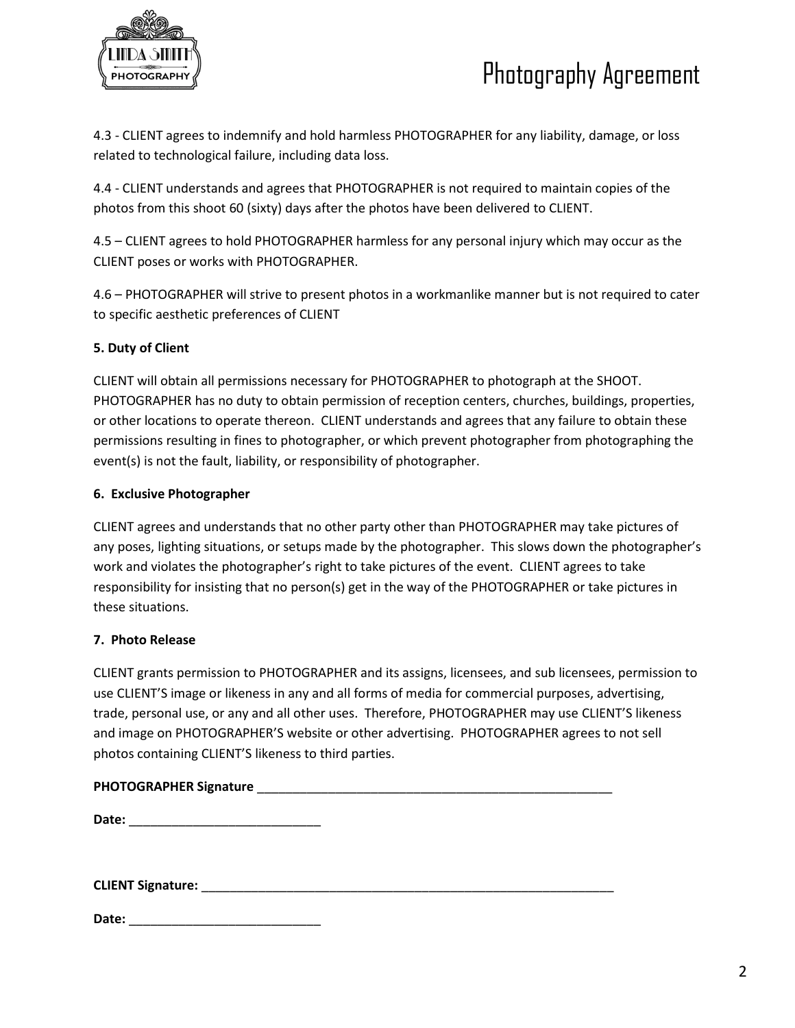4.3 - CLIENT agrees to indemnify and hold harmless PHOTOGRAPHER for any liability, damage, or loss related to technological failure, including data loss.

4.4 - CLIENT understands and agrees that PHOTOGRAPHER is not required to maintain copies of the photos from this shoot 60 (sixty) days after the photos have been delivered to CLIENT.

4.5 – CLIENT agrees to hold PHOTOGRAPHER harmless for any personal injury which may occur as the CLIENT poses or works with PHOTOGRAPHER.

4.6 – PHOTOGRAPHER will strive to present photos in a workmanlike manner but is not required to cater to specific aesthetic preferences of CLIENT

**5. Duty of Client**

CLIENT will obtain all permissions necessary for PHOTOGRAPHER to photograph at the SHOOT. PHOTOGRAPHER has no duty to obtain permission of reception centers, churches, buildings, properties, or other locations to operate thereon. CLIENT understands and agrees that any failure to obtain these permissions resulting in fines to photographer, or which prevent photographer from photographing the event(s) is not the fault, liability, or responsibility of photographer.

**6. Exclusive Photographer**

CLIENT agrees and understands that no other party other than PHOTOGRAPHER may take pictures of any poses, lighting situations, or setups made by the photographer. This slows down the photographer's work and violates the photographer's right to take pictures of the event. CLIENT agrees to take responsibility for insisting that no person(s) get in the way of the PHOTOGRAPHER or take pictures in these situations.

**7. Photo Release**

CLIENT grants permission to PHOTOGRAPHER and its assigns, licensees, and sub licensees, permission to use CLIENT'S image or likeness in any and all forms of media for commercial purposes, advertising, trade, personal use, or any and all other uses. Therefore, PHOTOGRAPHER may use CLIENT'S likeness and image on PHOTOGRAPHER'S website or other advertising. PHOTOGRAPHER agrees to not sell photos containing CLIENT'S likeness to third parties.

**PHOTOGRAPHER Signature** _____________________________________________________

**Date:** ___________________________

**CLIENT Signature:** _____________________________________________________________

**Date:** ___________________________